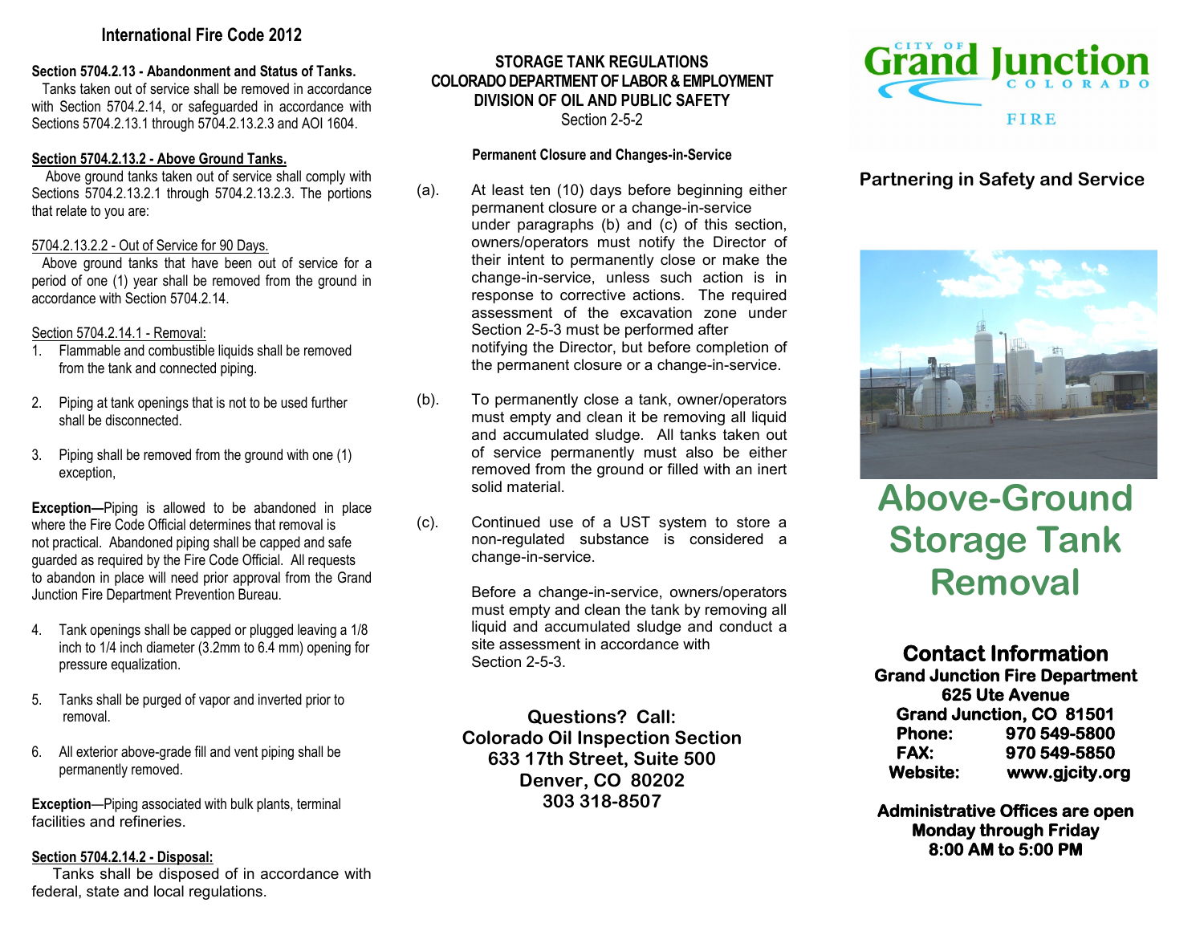## International Fire Code 2012

**Section 5704.2.13 - Abandonment and Status of Tanks.**
Tanks taken out of service shall be removed in accordance with Section 5704.2.14, or safeguarded in accordance with Sections 5704.2.13.1 through 5704.2.13.2.3 and AOI 1604.

**Section 5704.2.13.2 - Above Ground Tanks.**
Above ground tanks taken out of service shall comply with Sections 5704.2.13.2.1 through 5704.2.13.2.3. The portions that relate to you are:

5704.2.13.2.2 - Out of Service for 90 Days.
Above ground tanks that have been out of service for a period of one (1) year shall be removed from the ground in accordance with Section 5704.2.14.

Section 5704.2.14.1 - Removal:

1. Flammable and combustible liquids shall be removed from the tank and connected piping.
2. Piping at tank openings that is not to be used further shall be disconnected.
3. Piping shall be removed from the ground with one (1) exception,

**Exception—**Piping is allowed to be abandoned in place where the Fire Code Official determines that removal is not practical. Abandoned piping shall be capped and safe guarded as required by the Fire Code Official. All requests to abandon in place will need prior approval from the Grand Junction Fire Department Prevention Bureau.

4. Tank openings shall be capped or plugged leaving a 1/8 inch to 1/4 inch diameter (3.2mm to 6.4 mm) opening for pressure equalization.
5. Tanks shall be purged of vapor and inverted prior to removal.
6. All exterior above-grade fill and vent piping shall be permanently removed.

**Exception**—Piping associated with bulk plants, terminal facilities and refineries.

**Section 5704.2.14.2 - Disposal:**
Tanks shall be disposed of in accordance with federal, state and local regulations.

## STORAGE TANK REGULATIONS
## COLORADO DEPARTMENT OF LABOR & EMPLOYMENT
## DIVISION OF OIL AND PUBLIC SAFETY

Section 2-5-2

**Permanent Closure and Changes-in-Service**

(a). At least ten (10) days before beginning either permanent closure or a change-in-service under paragraphs (b) and (c) of this section, owners/operators must notify the Director of their intent to permanently close or make the change-in-service, unless such action is in response to corrective actions. The required assessment of the excavation zone under Section 2-5-3 must be performed after notifying the Director, but before completion of the permanent closure or a change-in-service.

(b). To permanently close a tank, owner/operators must empty and clean it be removing all liquid and accumulated sludge. All tanks taken out of service permanently must also be either removed from the ground or filled with an inert solid material.

(c). Continued use of a UST system to store a non-regulated substance is considered a change-in-service.

Before a change-in-service, owners/operators must empty and clean the tank by removing all liquid and accumulated sludge and conduct a site assessment in accordance with Section 2-5-3.

**Questions? Call:**
**Colorado Oil Inspection Section**
**633 17th Street, Suite 500**
**Denver, CO 80202**
**303 318-8507**

CITY OF **Grand Junction** COLORADO
FIRE

**Partnering in Safety and Service**

# Above-Ground Storage Tank Removal

## Contact Information

**Grand Junction Fire Department**
**625 Ute Avenue**
**Grand Junction, CO 81501**
**Phone: 970 549-5800**
**FAX: 970 549-5850**
**Website: www.gjcity.org**

**Administrative Offices are open Monday through Friday 8:00 AM to 5:00 PM**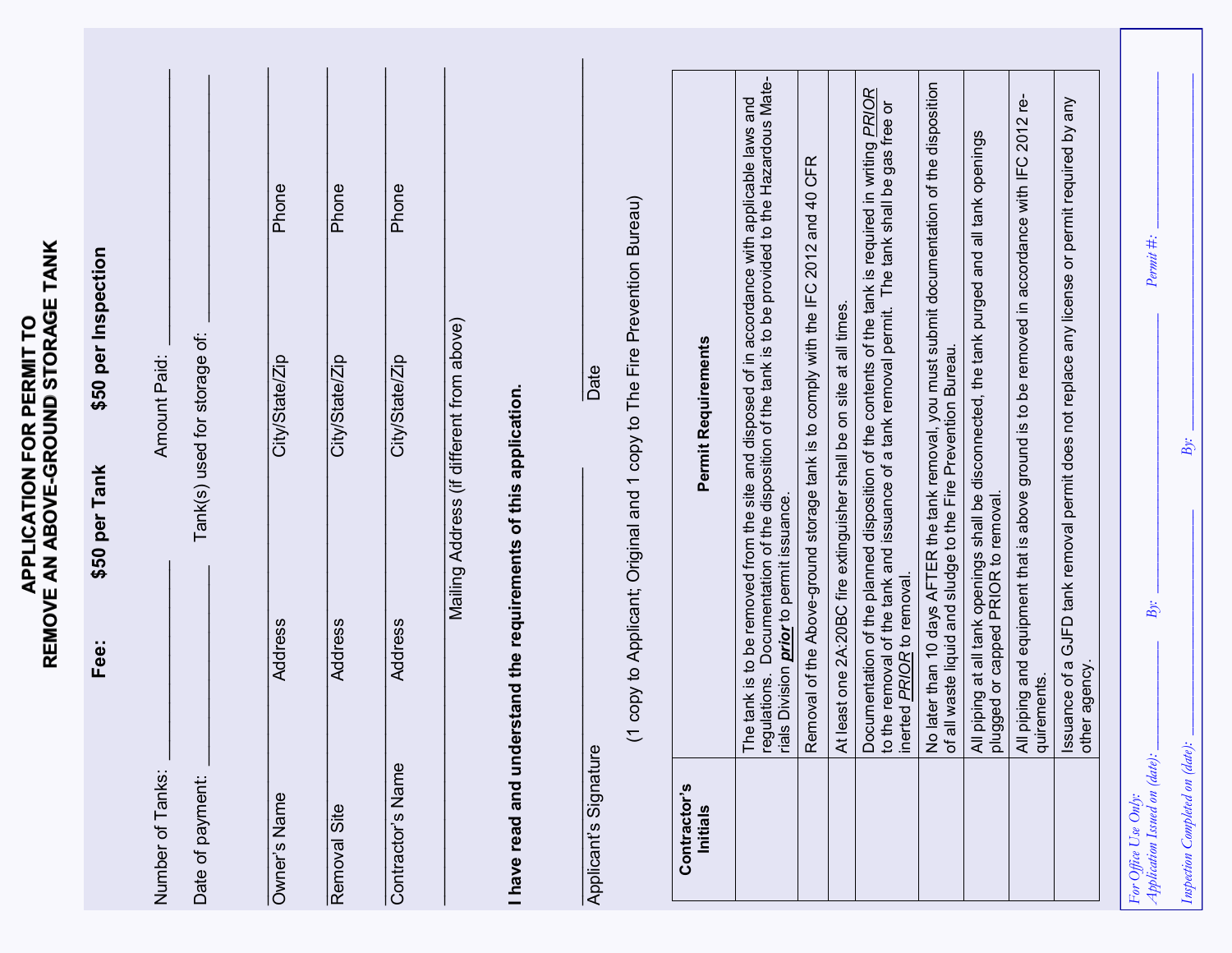# APPLICATION FOR PERMIT TO REMOVE AN ABOVE-GROUND STORAGE TANK

**Fee: $50 per Tank $50 per Inspection**

Number of Tanks: _______________ Amount Paid: _______________

Date of payment: _______________ Tank(s) used for storage of: _______________

Owner's Name _______________ Address _______________ City/State/Zip _______________ Phone _______________

Removal Site _______________ Address _______________ City/State/Zip _______________ Phone _______________

Contractor's Name _______________ Address _______________ City/State/Zip _______________ Phone _______________

_______________ Mailing Address (if different from above)

**I have read and understand the requirements of this application.**

Applicant's Signature _______________ Date _______________

(1 copy to Applicant; Original and 1 copy to The Fire Prevention Bureau)

| Contractor's Initials | Permit Requirements |
|---|---|
| | The tank is to be removed from the site and disposed of in accordance with applicable laws and regulations. Documentation of the disposition of the tank is to be provided to the Hazardous Materials Division ***prior*** to permit issuance. |
| | Removal of the Above-ground storage tank is to comply with the IFC 2012 and 40 CFR |
| | At least one 2A:20BC fire extinguisher shall be on site at all times. |
| | Documentation of the planned disposition of the contents of the tank is required in writing *PRIOR* to the removal of the tank and issuance of a tank removal permit. The tank shall be gas free or inerted *PRIOR* to removal. |
| | No later than 10 days AFTER the tank removal, you must submit documentation of the disposition of all waste liquid and sludge to the Fire Prevention Bureau. |
| | All piping at all tank openings shall be disconnected, the tank purged and all tank openings plugged or capped PRIOR to removal. |
| | All piping and equipment that is above ground is to be removed in accordance with IFC 2012 requirements. |
| | Issuance of a GJFD tank removal permit does not replace any license or permit required by any other agency. |

*For Office Use Only:*

*Application Issued on (date):* _______________ *By:* _______________ *Permit #:* _______________

*Inspection Completed on (date):* _______________ *By:* _______________